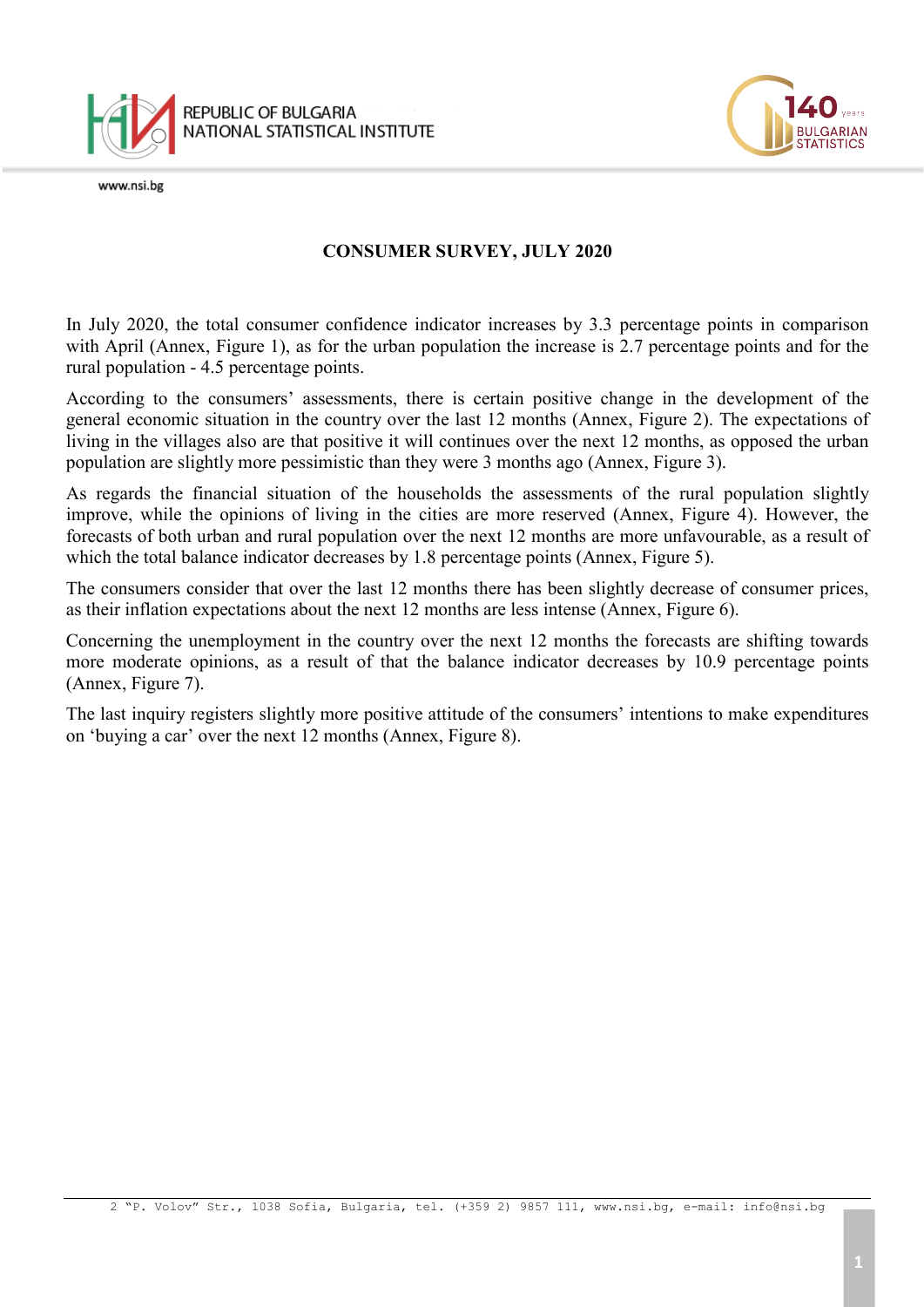# CONSUMER SURVEY, JULY 2020

In July 2020, the total consumer confidence indicator increases by 3.3 percentage points in comparison with April (Annex, Figure 1), as for the urban population the increase is 2.7 percentage points and for the rural population - 4.5 percentage points.

According to the consumers' assessments, there is certain positive change in the development of the general economic situation in the country over the last 12 months (Annex, Figure 2). The expectations of living in the villages also are that positive it will continues over the next 12 months, as opposed the urban population are slightly more pessimistic than they were 3 months ago (Annex, Figure 3).

As regards the financial situation of the households the assessments of the rural population slightly improve, while the opinions of living in the cities are more reserved (Annex, Figure 4). However, the forecasts of both urban and rural population over the next 12 months are more unfavourable, as a result of which the total balance indicator decreases by 1.8 percentage points (Annex, Figure 5).

The consumers consider that over the last 12 months there has been slightly decrease of consumer prices, as their inflation expectations about the next 12 months are less intense (Annex, Figure 6).

Concerning the unemployment in the country over the next 12 months the forecasts are shifting towards more moderate opinions, as a result of that the balance indicator decreases by 10.9 percentage points (Annex, Figure 7).

The last inquiry registers slightly more positive attitude of the consumers' intentions to make expenditures on 'buying a car' over the next 12 months (Annex, Figure 8).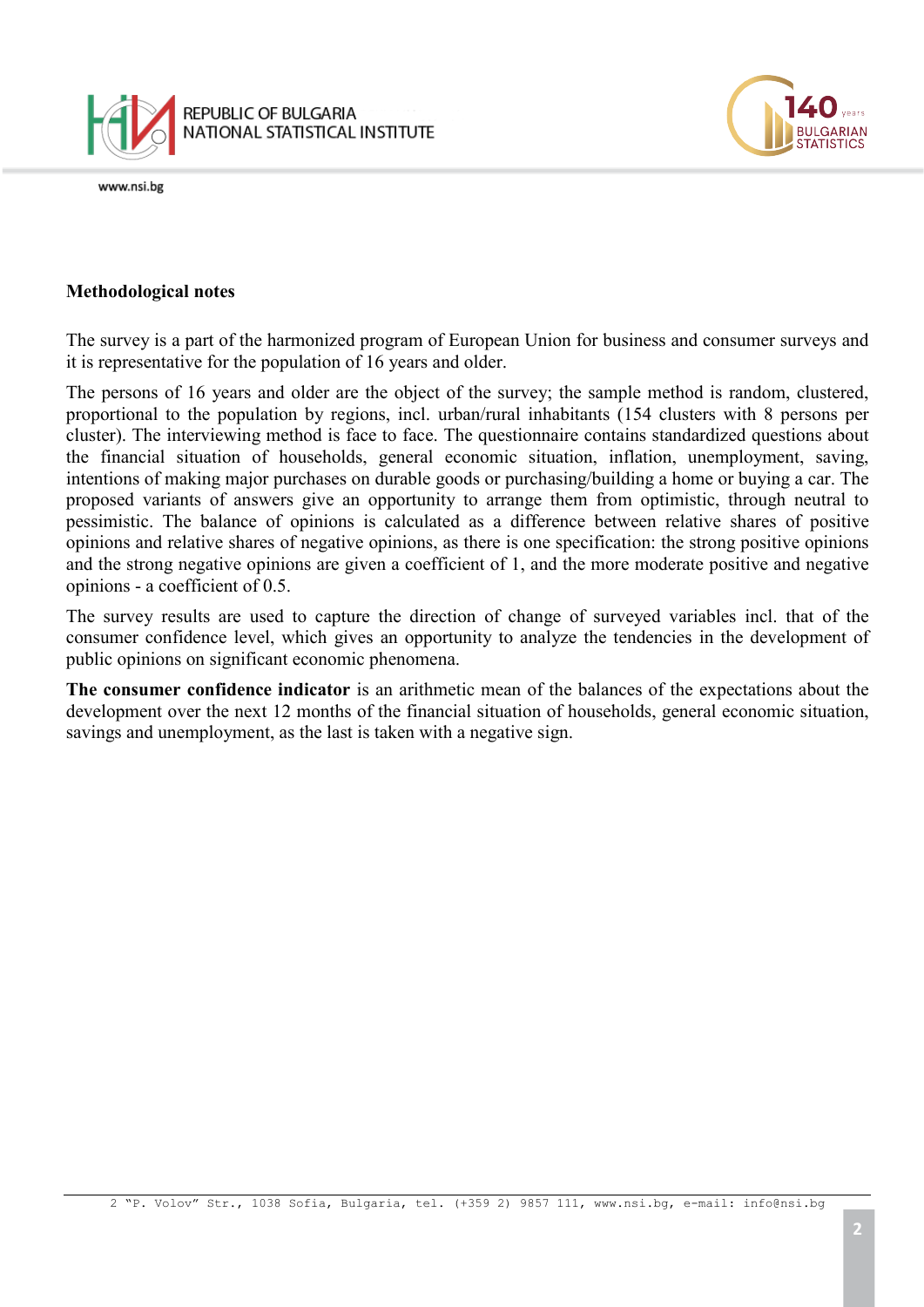**Methodological notes**

The survey is a part of the harmonized program of European Union for business and consumer surveys and it is representative for the population of 16 years and older.

The persons of 16 years and older are the object of the survey; the sample method is random, clustered, proportional to the population by regions, incl. urban/rural inhabitants (154 clusters with 8 persons per cluster). The interviewing method is face to face. The questionnaire contains standardized questions about the financial situation of households, general economic situation, inflation, unemployment, saving, intentions of making major purchases on durable goods or purchasing/building a home or buying a car. The proposed variants of answers give an opportunity to arrange them from optimistic, through neutral to pessimistic. The balance of opinions is calculated as a difference between relative shares of positive opinions and relative shares of negative opinions, as there is one specification: the strong positive opinions and the strong negative opinions are given a coefficient of 1, and the more moderate positive and negative opinions - a coefficient of 0.5.

The survey results are used to capture the direction of change of surveyed variables incl. that of the consumer confidence level, which gives an opportunity to analyze the tendencies in the development of public opinions on significant economic phenomena.

**The consumer confidence indicator** is an arithmetic mean of the balances of the expectations about the development over the next 12 months of the financial situation of households, general economic situation, savings and unemployment, as the last is taken with a negative sign.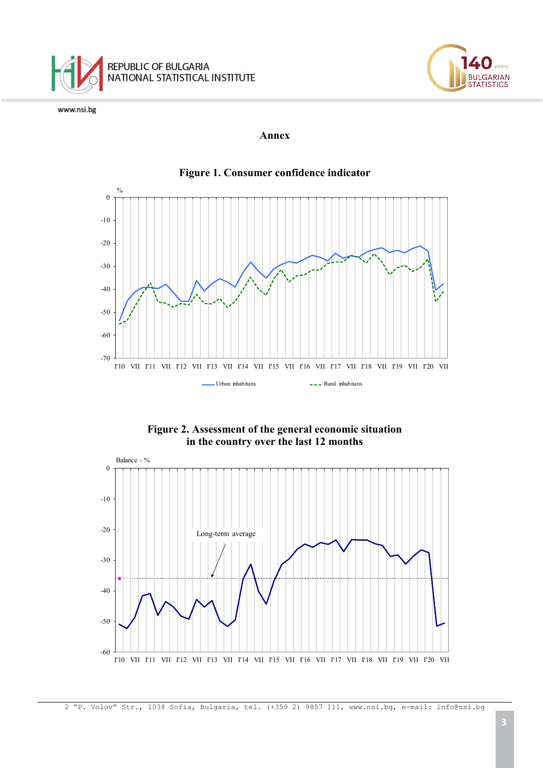# Annex

**Figure 1. Consumer confidence indicator**

%

0, -10, -20, -30, -40, -50, -60, -70

I'10 VII I'11 VII I'12 VII I'13 VII I'14 VII I'15 VII I'16 VII I'17 VII I'18 VII I'19 VII I'20 VII

Urban inhabitans — Rural inhabitans

**Figure 2. Assessment of the general economic situation in the country over the last 12 months**

Balance - %

0, -10, -20, -30, -40, -50, -60

Long-term average

I'10 VII I'11 VII I'12 VII I'13 VII I'14 VII I'15 VII I'16 VII I'17 VII I'18 VII I'19 VII I'20 VII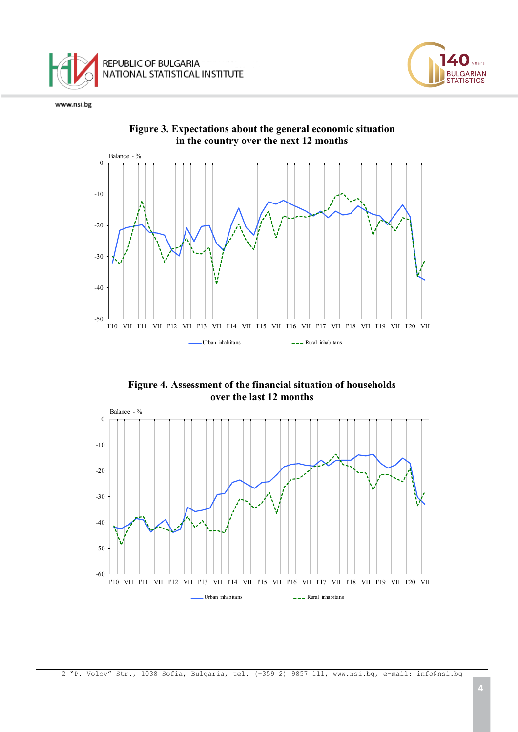**Figure 3. Expectations about the general economic situation in the country over the next 12 months**

Balance - %

0
-10
-20
-30
-40
-50

I'10 VII I'11 VII I'12 VII I'13 VII I'14 VII I'15 VII I'16 VII I'17 VII I'18 VII I'19 VII I'20 VII

Urban inhabitans    Rural inhabitans

**Figure 4. Assessment of the financial situation of households over the last 12 months**

Balance - %

0
-10
-20
-30
-40
-50
-60

I'10 VII I'11 VII I'12 VII I'13 VII I'14 VII I'15 VII I'16 VII I'17 VII I'18 VII I'19 VII I'20 VII

Urban inhabitans    Rural inhabitans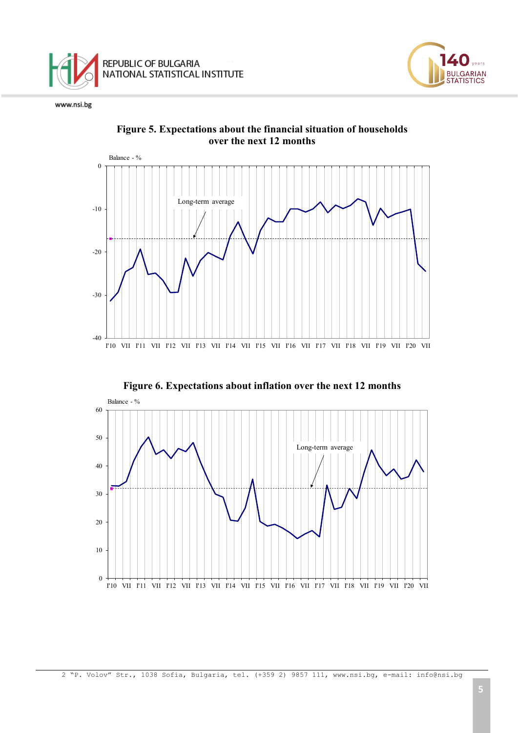**Figure 5. Expectations about the financial situation of households over the next 12 months**

Balance - %

Long-term average

I'10 VII I'11 VII I'12 VII I'13 VII I'14 VII I'15 VII I'16 VII I'17 VII I'18 VII I'19 VII I'20 VII

**Figure 6. Expectations about inflation over the next 12 months**

Balance - %

Long-term average

I'10 VII I'11 VII I'12 VII I'13 VII I'14 VII I'15 VII I'16 VII I'17 VII I'18 VII I'19 VII I'20 VII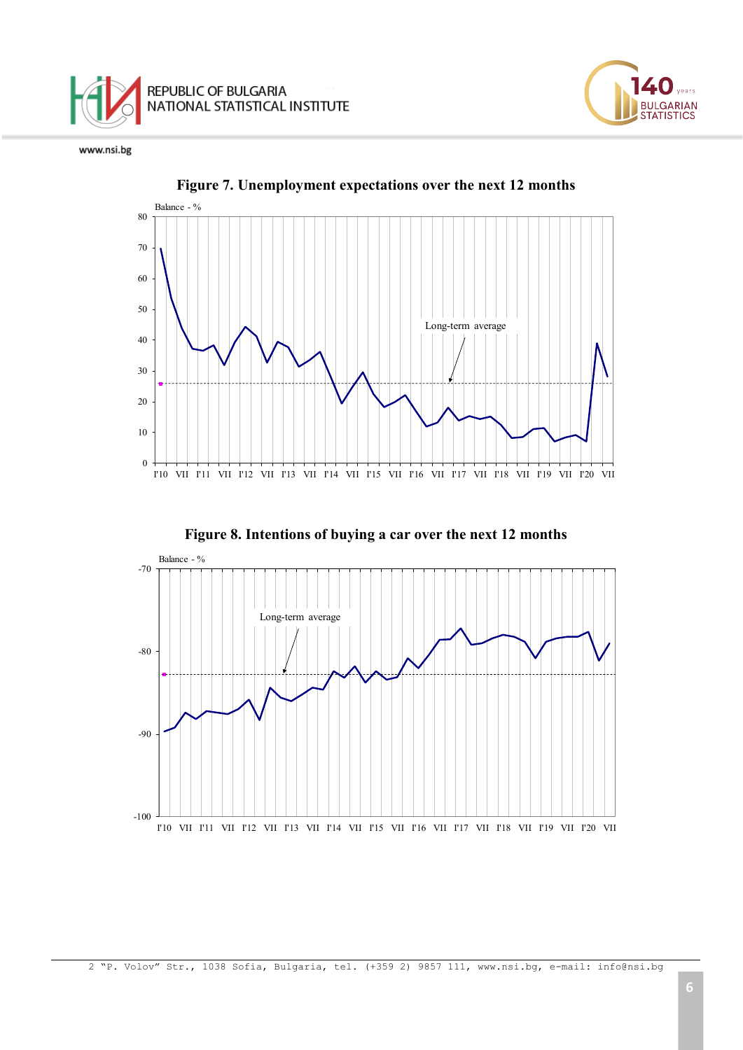**Figure 7. Unemployment expectations over the next 12 months**

Balance - %

80
70
60
50
40
30
20
10
0

Long-term average

I'10 VII I'11 VII I'12 VII I'13 VII I'14 VII I'15 VII I'16 VII I'17 VII I'18 VII I'19 VII I'20 VII

**Figure 8. Intentions of buying a car over the next 12 months**

Balance - %

-70
-80
-90
-100

Long-term average

I'10 VII I'11 VII I'12 VII I'13 VII I'14 VII I'15 VII I'16 VII I'17 VII I'18 VII I'19 VII I'20 VII